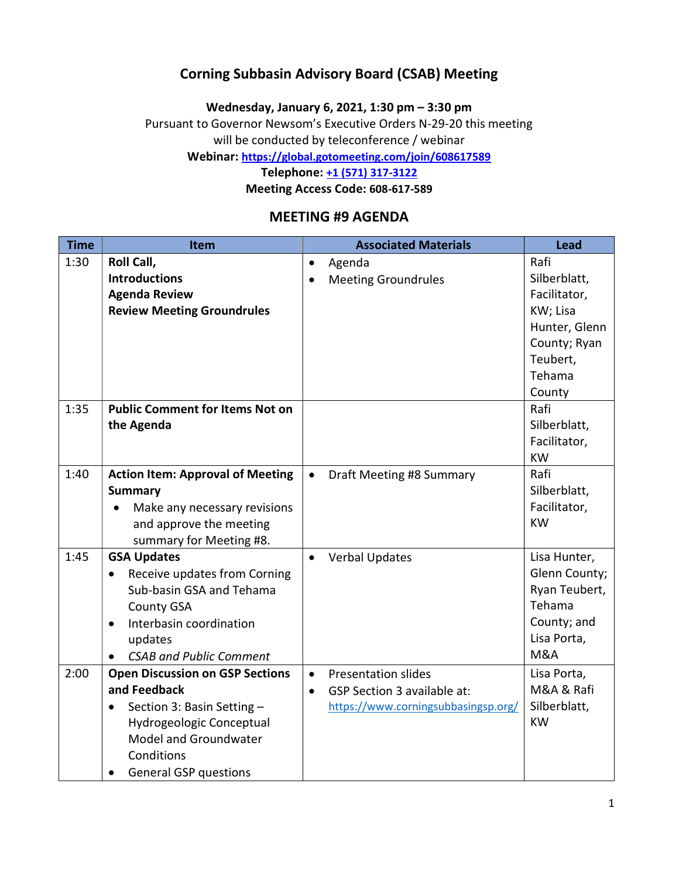# Corning Subbasin Advisory Board (CSAB) Meeting

**Wednesday, January 6, 2021, 1:30 pm – 3:30 pm**

Pursuant to Governor Newsom's Executive Orders N-29-20 this meeting will be conducted by teleconference / webinar

**Webinar: https://global.gotomeeting.com/join/608617589**

**Telephone: +1 (571) 317-3122**

**Meeting Access Code: 608-617-589**

## MEETING #9 AGENDA

| Time | Item | Associated Materials | Lead |
|---|---|---|---|
| 1:30 | **Roll Call,**<br>**Introductions**<br>**Agenda Review**<br>**Review Meeting Groundrules** | • Agenda<br>• Meeting Groundrules | Rafi Silberblatt, Facilitator, KW; Lisa Hunter, Glenn County; Ryan Teubert, Tehama County |
| 1:35 | **Public Comment for Items Not on the Agenda** | | Rafi Silberblatt, Facilitator, KW |
| 1:40 | **Action Item: Approval of Meeting Summary**<br>• Make any necessary revisions and approve the meeting summary for Meeting #8. | • Draft Meeting #8 Summary | Rafi Silberblatt, Facilitator, KW |
| 1:45 | **GSA Updates**<br>• Receive updates from Corning Sub-basin GSA and Tehama County GSA<br>• Interbasin coordination updates<br>• *CSAB and Public Comment* | • Verbal Updates | Lisa Hunter, Glenn County; Ryan Teubert, Tehama County; and Lisa Porta, M&A |
| 2:00 | **Open Discussion on GSP Sections and Feedback**<br>• Section 3: Basin Setting – Hydrogeologic Conceptual Model and Groundwater Conditions<br>• General GSP questions | • Presentation slides<br>• GSP Section 3 available at: https://www.corningsubbasingsp.org/ | Lisa Porta, M&A & Rafi Silberblatt, KW |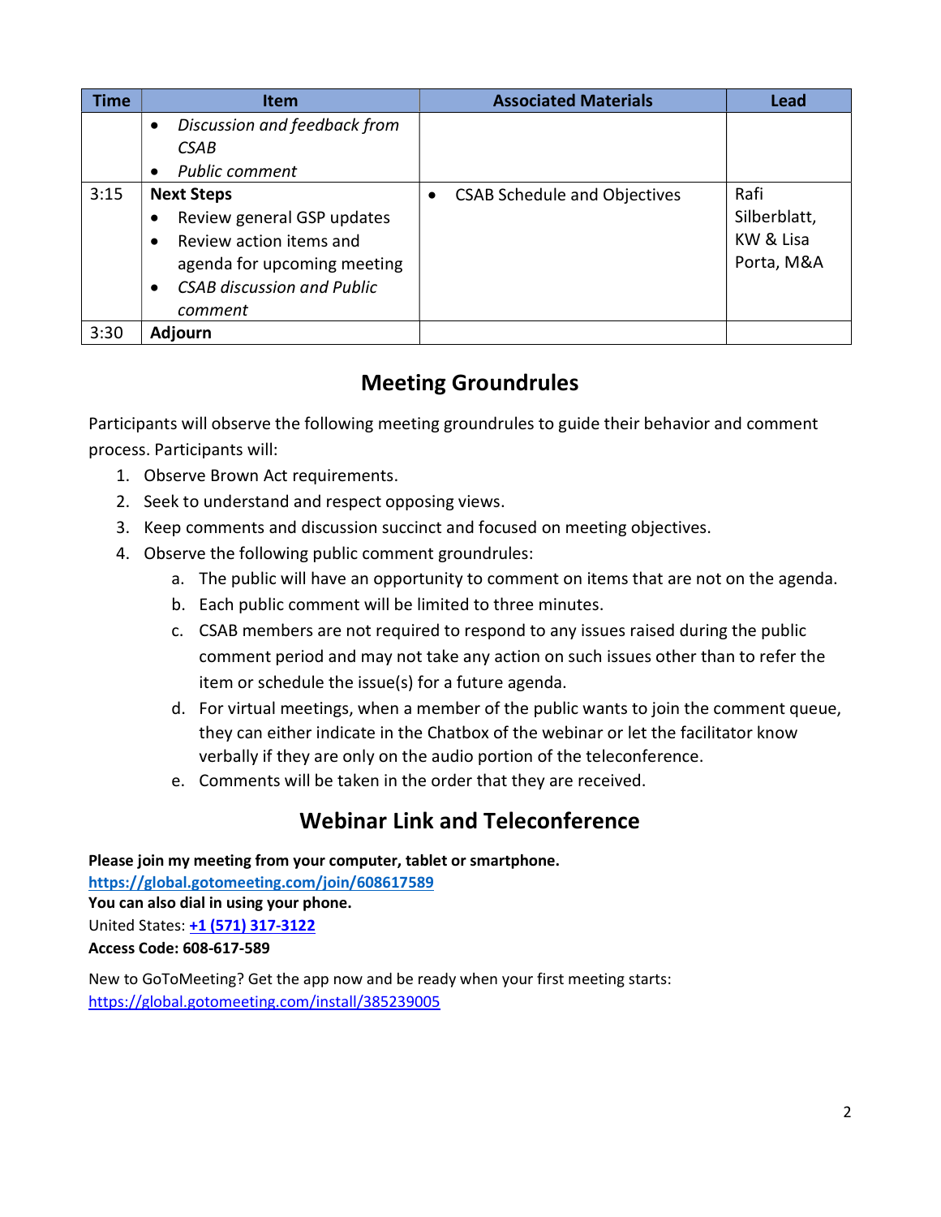| Time | Item | Associated Materials | Lead |
|---|---|---|---|
| | • *Discussion and feedback from CSAB*<br>• *Public comment* | | |
| 3:15 | **Next Steps**<br>• Review general GSP updates<br>• Review action items and agenda for upcoming meeting<br>• *CSAB discussion and Public comment* | • CSAB Schedule and Objectives | Rafi Silberblatt, KW & Lisa Porta, M&A |
| 3:30 | **Adjourn** | | |

## Meeting Groundrules

Participants will observe the following meeting groundrules to guide their behavior and comment process. Participants will:

1. Observe Brown Act requirements.
2. Seek to understand and respect opposing views.
3. Keep comments and discussion succinct and focused on meeting objectives.
4. Observe the following public comment groundrules:
   a. The public will have an opportunity to comment on items that are not on the agenda.
   b. Each public comment will be limited to three minutes.
   c. CSAB members are not required to respond to any issues raised during the public comment period and may not take any action on such issues other than to refer the item or schedule the issue(s) for a future agenda.
   d. For virtual meetings, when a member of the public wants to join the comment queue, they can either indicate in the Chatbox of the webinar or let the facilitator know verbally if they are only on the audio portion of the teleconference.
   e. Comments will be taken in the order that they are received.

## Webinar Link and Teleconference

**Please join my meeting from your computer, tablet or smartphone.**
**https://global.gotomeeting.com/join/608617589**
**You can also dial in using your phone.**
United States: **+1 (571) 317-3122**
**Access Code: 608-617-589**

New to GoToMeeting? Get the app now and be ready when your first meeting starts:
https://global.gotomeeting.com/install/385239005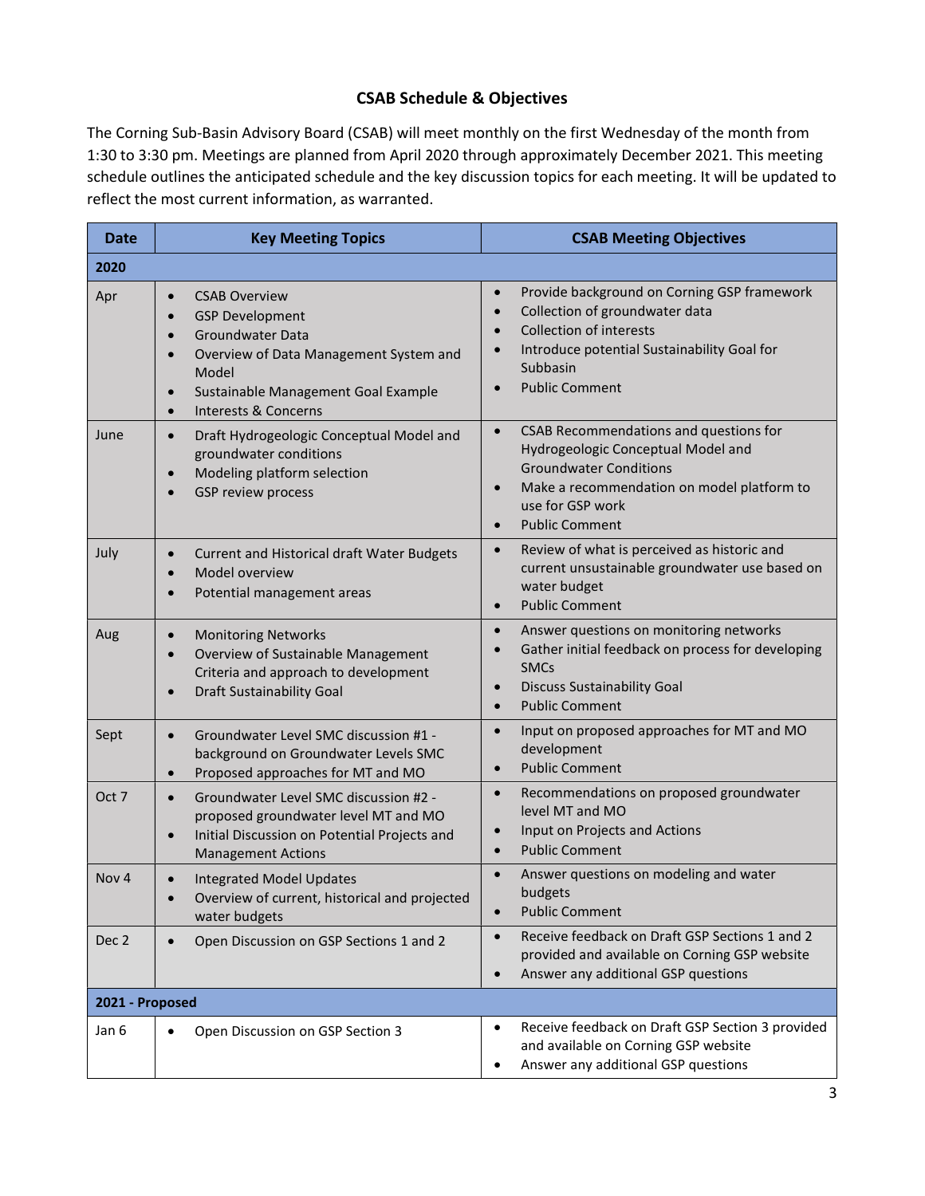# CSAB Schedule & Objectives

The Corning Sub-Basin Advisory Board (CSAB) will meet monthly on the first Wednesday of the month from 1:30 to 3:30 pm. Meetings are planned from April 2020 through approximately December 2021. This meeting schedule outlines the anticipated schedule and the key discussion topics for each meeting. It will be updated to reflect the most current information, as warranted.

| Date | Key Meeting Topics | CSAB Meeting Objectives |
|---|---|---|
| **2020** | | |
| Apr | • CSAB Overview<br>• GSP Development<br>• Groundwater Data<br>• Overview of Data Management System and Model<br>• Sustainable Management Goal Example<br>• Interests & Concerns | • Provide background on Corning GSP framework<br>• Collection of groundwater data<br>• Collection of interests<br>• Introduce potential Sustainability Goal for Subbasin<br>• Public Comment |
| June | • Draft Hydrogeologic Conceptual Model and groundwater conditions<br>• Modeling platform selection<br>• GSP review process | • CSAB Recommendations and questions for Hydrogeologic Conceptual Model and Groundwater Conditions<br>• Make a recommendation on model platform to use for GSP work<br>• Public Comment |
| July | • Current and Historical draft Water Budgets<br>• Model overview<br>• Potential management areas | • Review of what is perceived as historic and current unsustainable groundwater use based on water budget<br>• Public Comment |
| Aug | • Monitoring Networks<br>• Overview of Sustainable Management Criteria and approach to development<br>• Draft Sustainability Goal | • Answer questions on monitoring networks<br>• Gather initial feedback on process for developing SMCs<br>• Discuss Sustainability Goal<br>• Public Comment |
| Sept | • Groundwater Level SMC discussion #1 - background on Groundwater Levels SMC<br>• Proposed approaches for MT and MO | • Input on proposed approaches for MT and MO development<br>• Public Comment |
| Oct 7 | • Groundwater Level SMC discussion #2 - proposed groundwater level MT and MO<br>• Initial Discussion on Potential Projects and Management Actions | • Recommendations on proposed groundwater level MT and MO<br>• Input on Projects and Actions<br>• Public Comment |
| Nov 4 | • Integrated Model Updates<br>• Overview of current, historical and projected water budgets | • Answer questions on modeling and water budgets<br>• Public Comment |
| Dec 2 | • Open Discussion on GSP Sections 1 and 2 | • Receive feedback on Draft GSP Sections 1 and 2 provided and available on Corning GSP website<br>• Answer any additional GSP questions |
| **2021 - Proposed** | | |
| Jan 6 | • Open Discussion on GSP Section 3 | • Receive feedback on Draft GSP Section 3 provided and available on Corning GSP website<br>• Answer any additional GSP questions |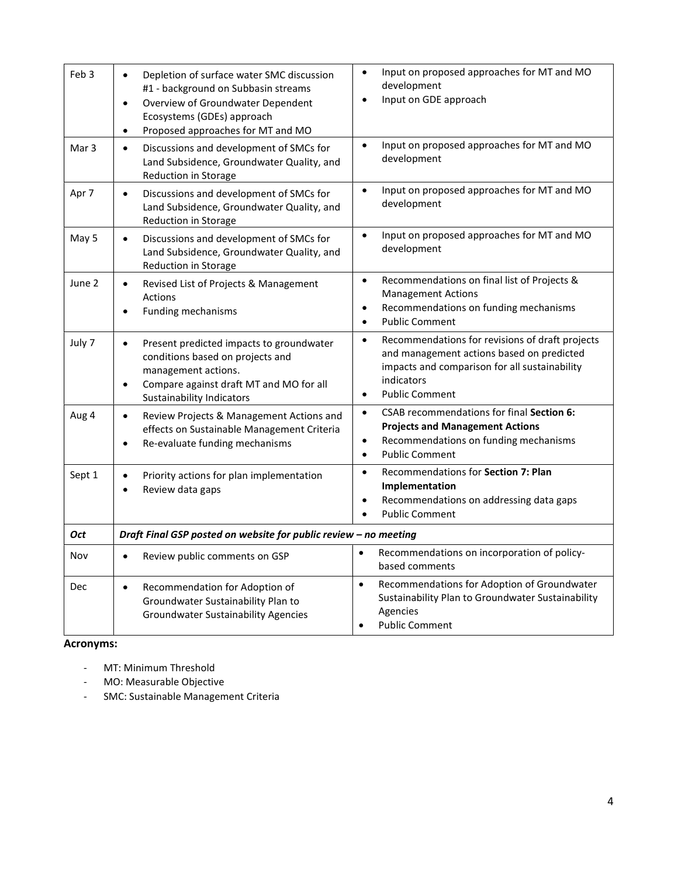| | | |
|---|---|---|
| Feb 3 | • Depletion of surface water SMC discussion #1 - background on Subbasin streams<br>• Overview of Groundwater Dependent Ecosystems (GDEs) approach<br>• Proposed approaches for MT and MO | • Input on proposed approaches for MT and MO development<br>• Input on GDE approach |
| Mar 3 | • Discussions and development of SMCs for Land Subsidence, Groundwater Quality, and Reduction in Storage | • Input on proposed approaches for MT and MO development |
| Apr 7 | • Discussions and development of SMCs for Land Subsidence, Groundwater Quality, and Reduction in Storage | • Input on proposed approaches for MT and MO development |
| May 5 | • Discussions and development of SMCs for Land Subsidence, Groundwater Quality, and Reduction in Storage | • Input on proposed approaches for MT and MO development |
| June 2 | • Revised List of Projects & Management Actions<br>• Funding mechanisms | • Recommendations on final list of Projects & Management Actions<br>• Recommendations on funding mechanisms<br>• Public Comment |
| July 7 | • Present predicted impacts to groundwater conditions based on projects and management actions.<br>• Compare against draft MT and MO for all Sustainability Indicators | • Recommendations for revisions of draft projects and management actions based on predicted impacts and comparison for all sustainability indicators<br>• Public Comment |
| Aug 4 | • Review Projects & Management Actions and effects on Sustainable Management Criteria<br>• Re-evaluate funding mechanisms | • CSAB recommendations for final **Section 6: Projects and Management Actions**<br>• Recommendations on funding mechanisms<br>• Public Comment |
| Sept 1 | • Priority actions for plan implementation<br>• Review data gaps | • Recommendations for **Section 7: Plan Implementation**<br>• Recommendations on addressing data gaps<br>• Public Comment |
| ***Oct*** | ***Draft Final GSP posted on website for public review – no meeting*** | |
| Nov | • Review public comments on GSP | • Recommendations on incorporation of policy-based comments |
| Dec | • Recommendation for Adoption of Groundwater Sustainability Plan to Groundwater Sustainability Agencies | • Recommendations for Adoption of Groundwater Sustainability Plan to Groundwater Sustainability Agencies<br>• Public Comment |

**Acronyms:**

- MT: Minimum Threshold
- MO: Measurable Objective
- SMC: Sustainable Management Criteria